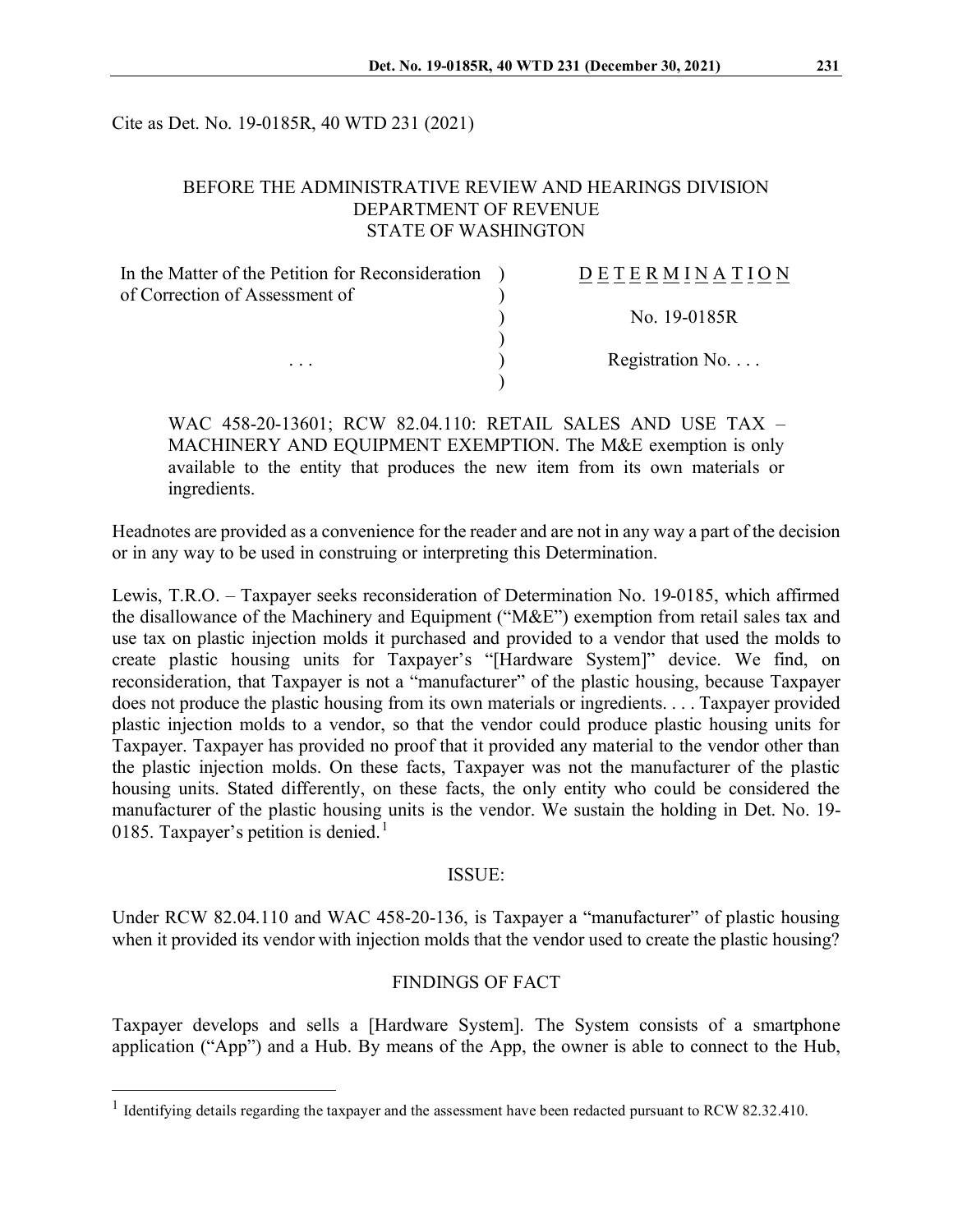Cite as Det. No. 19-0185R, 40 WTD 231 (2021)

BEFORE THE ADMINISTRATIVE REVIEW AND HEARINGS DIVISION
DEPARTMENT OF REVENUE
STATE OF WASHINGTON

| In the Matter of the Petition for Reconsideration of Correction of Assessment of | ) | D E T E R M I N A T I O N |
|---|---|---|
| | ) | No. 19-0185R |
| . . . | ) | Registration No. . . . |

WAC 458-20-13601; RCW 82.04.110: RETAIL SALES AND USE TAX – MACHINERY AND EQUIPMENT EXEMPTION. The M&E exemption is only available to the entity that produces the new item from its own materials or ingredients.

Headnotes are provided as a convenience for the reader and are not in any way a part of the decision or in any way to be used in construing or interpreting this Determination.

Lewis, T.R.O. – Taxpayer seeks reconsideration of Determination No. 19-0185, which affirmed the disallowance of the Machinery and Equipment ("M&E") exemption from retail sales tax and use tax on plastic injection molds it purchased and provided to a vendor that used the molds to create plastic housing units for Taxpayer's "[Hardware System]" device. We find, on reconsideration, that Taxpayer is not a "manufacturer" of the plastic housing, because Taxpayer does not produce the plastic housing from its own materials or ingredients. . . . Taxpayer provided plastic injection molds to a vendor, so that the vendor could produce plastic housing units for Taxpayer. Taxpayer has provided no proof that it provided any material to the vendor other than the plastic injection molds. On these facts, Taxpayer was not the manufacturer of the plastic housing units. Stated differently, on these facts, the only entity who could be considered the manufacturer of the plastic housing units is the vendor. We sustain the holding in Det. No. 19-0185. Taxpayer's petition is denied.[1]

## ISSUE:

Under RCW 82.04.110 and WAC 458-20-136, is Taxpayer a "manufacturer" of plastic housing when it provided its vendor with injection molds that the vendor used to create the plastic housing?

## FINDINGS OF FACT

Taxpayer develops and sells a [Hardware System]. The System consists of a smartphone application ("App") and a Hub. By means of the App, the owner is able to connect to the Hub,

[1] Identifying details regarding the taxpayer and the assessment have been redacted pursuant to RCW 82.32.410.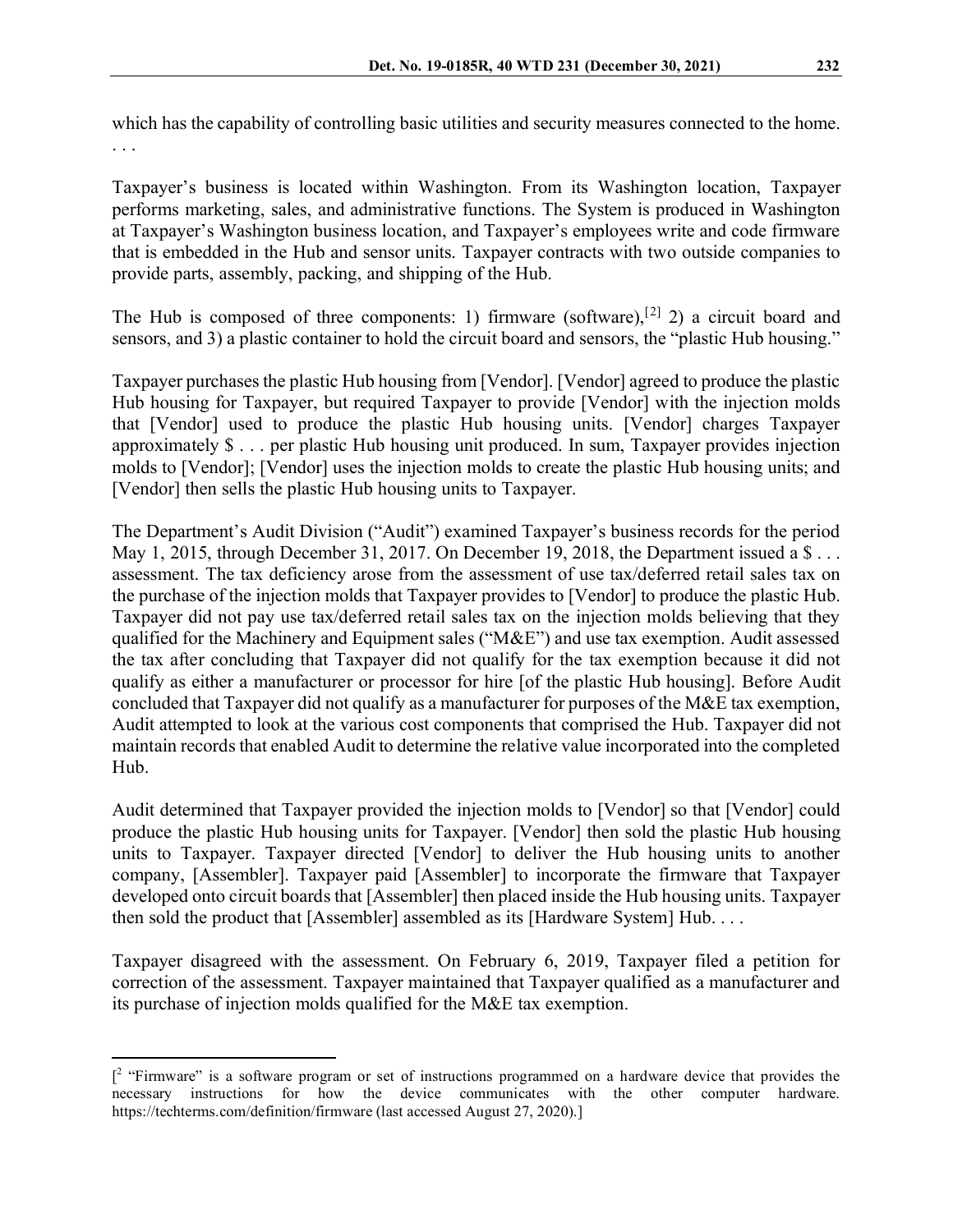which has the capability of controlling basic utilities and security measures connected to the home. . . .

Taxpayer's business is located within Washington. From its Washington location, Taxpayer performs marketing, sales, and administrative functions. The System is produced in Washington at Taxpayer's Washington business location, and Taxpayer's employees write and code firmware that is embedded in the Hub and sensor units. Taxpayer contracts with two outside companies to provide parts, assembly, packing, and shipping of the Hub.

The Hub is composed of three components: 1) firmware (software),[2] 2) a circuit board and sensors, and 3) a plastic container to hold the circuit board and sensors, the "plastic Hub housing."

Taxpayer purchases the plastic Hub housing from [Vendor]. [Vendor] agreed to produce the plastic Hub housing for Taxpayer, but required Taxpayer to provide [Vendor] with the injection molds that [Vendor] used to produce the plastic Hub housing units. [Vendor] charges Taxpayer approximately $ . . . per plastic Hub housing unit produced. In sum, Taxpayer provides injection molds to [Vendor]; [Vendor] uses the injection molds to create the plastic Hub housing units; and [Vendor] then sells the plastic Hub housing units to Taxpayer.

The Department's Audit Division ("Audit") examined Taxpayer's business records for the period May 1, 2015, through December 31, 2017. On December 19, 2018, the Department issued a $ . . . assessment. The tax deficiency arose from the assessment of use tax/deferred retail sales tax on the purchase of the injection molds that Taxpayer provides to [Vendor] to produce the plastic Hub. Taxpayer did not pay use tax/deferred retail sales tax on the injection molds believing that they qualified for the Machinery and Equipment sales ("M&E") and use tax exemption. Audit assessed the tax after concluding that Taxpayer did not qualify for the tax exemption because it did not qualify as either a manufacturer or processor for hire [of the plastic Hub housing]. Before Audit concluded that Taxpayer did not qualify as a manufacturer for purposes of the M&E tax exemption, Audit attempted to look at the various cost components that comprised the Hub. Taxpayer did not maintain records that enabled Audit to determine the relative value incorporated into the completed Hub.

Audit determined that Taxpayer provided the injection molds to [Vendor] so that [Vendor] could produce the plastic Hub housing units for Taxpayer. [Vendor] then sold the plastic Hub housing units to Taxpayer. Taxpayer directed [Vendor] to deliver the Hub housing units to another company, [Assembler]. Taxpayer paid [Assembler] to incorporate the firmware that Taxpayer developed onto circuit boards that [Assembler] then placed inside the Hub housing units. Taxpayer then sold the product that [Assembler] assembled as its [Hardware System] Hub. . . .

Taxpayer disagreed with the assessment. On February 6, 2019, Taxpayer filed a petition for correction of the assessment. Taxpayer maintained that Taxpayer qualified as a manufacturer and its purchase of injection molds qualified for the M&E tax exemption.

---

[2 "Firmware" is a software program or set of instructions programmed on a hardware device that provides the necessary instructions for how the device communicates with the other computer hardware. https://techterms.com/definition/firmware (last accessed August 27, 2020).]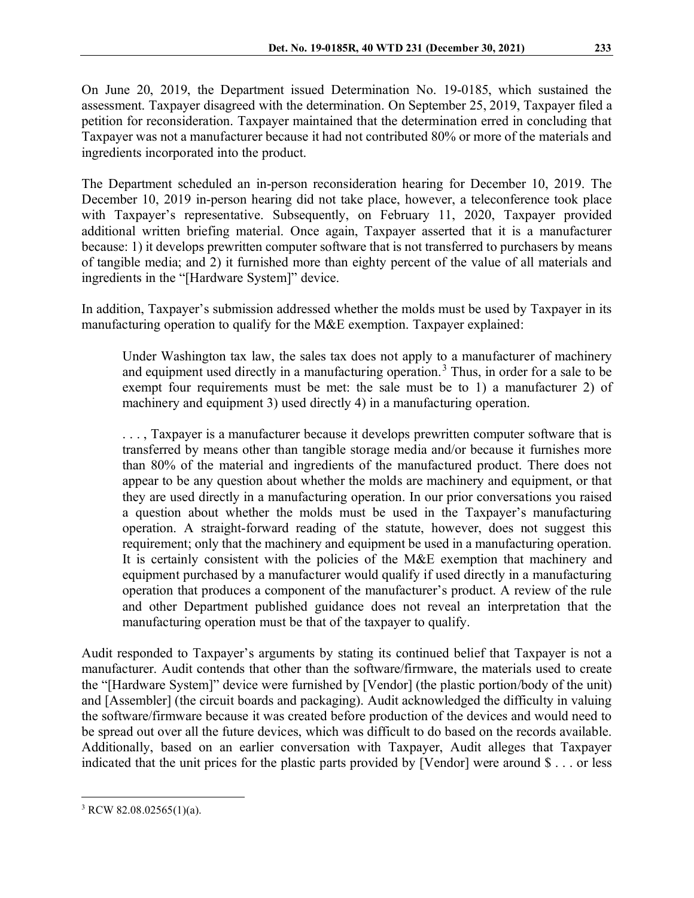On June 20, 2019, the Department issued Determination No. 19-0185, which sustained the assessment. Taxpayer disagreed with the determination. On September 25, 2019, Taxpayer filed a petition for reconsideration. Taxpayer maintained that the determination erred in concluding that Taxpayer was not a manufacturer because it had not contributed 80% or more of the materials and ingredients incorporated into the product.

The Department scheduled an in-person reconsideration hearing for December 10, 2019. The December 10, 2019 in-person hearing did not take place, however, a teleconference took place with Taxpayer's representative. Subsequently, on February 11, 2020, Taxpayer provided additional written briefing material. Once again, Taxpayer asserted that it is a manufacturer because: 1) it develops prewritten computer software that is not transferred to purchasers by means of tangible media; and 2) it furnished more than eighty percent of the value of all materials and ingredients in the "[Hardware System]" device.

In addition, Taxpayer's submission addressed whether the molds must be used by Taxpayer in its manufacturing operation to qualify for the M&E exemption. Taxpayer explained:

> Under Washington tax law, the sales tax does not apply to a manufacturer of machinery and equipment used directly in a manufacturing operation.[3] Thus, in order for a sale to be exempt four requirements must be met: the sale must be to 1) a manufacturer 2) of machinery and equipment 3) used directly 4) in a manufacturing operation.
>
> . . . , Taxpayer is a manufacturer because it develops prewritten computer software that is transferred by means other than tangible storage media and/or because it furnishes more than 80% of the material and ingredients of the manufactured product. There does not appear to be any question about whether the molds are machinery and equipment, or that they are used directly in a manufacturing operation. In our prior conversations you raised a question about whether the molds must be used in the Taxpayer's manufacturing operation. A straight-forward reading of the statute, however, does not suggest this requirement; only that the machinery and equipment be used in a manufacturing operation. It is certainly consistent with the policies of the M&E exemption that machinery and equipment purchased by a manufacturer would qualify if used directly in a manufacturing operation that produces a component of the manufacturer's product. A review of the rule and other Department published guidance does not reveal an interpretation that the manufacturing operation must be that of the taxpayer to qualify.

Audit responded to Taxpayer's arguments by stating its continued belief that Taxpayer is not a manufacturer. Audit contends that other than the software/firmware, the materials used to create the "[Hardware System]" device were furnished by [Vendor] (the plastic portion/body of the unit) and [Assembler] (the circuit boards and packaging). Audit acknowledged the difficulty in valuing the software/firmware because it was created before production of the devices and would need to be spread out over all the future devices, which was difficult to do based on the records available. Additionally, based on an earlier conversation with Taxpayer, Audit alleges that Taxpayer indicated that the unit prices for the plastic parts provided by [Vendor] were around $ . . . or less

---

[3] RCW 82.08.02565(1)(a).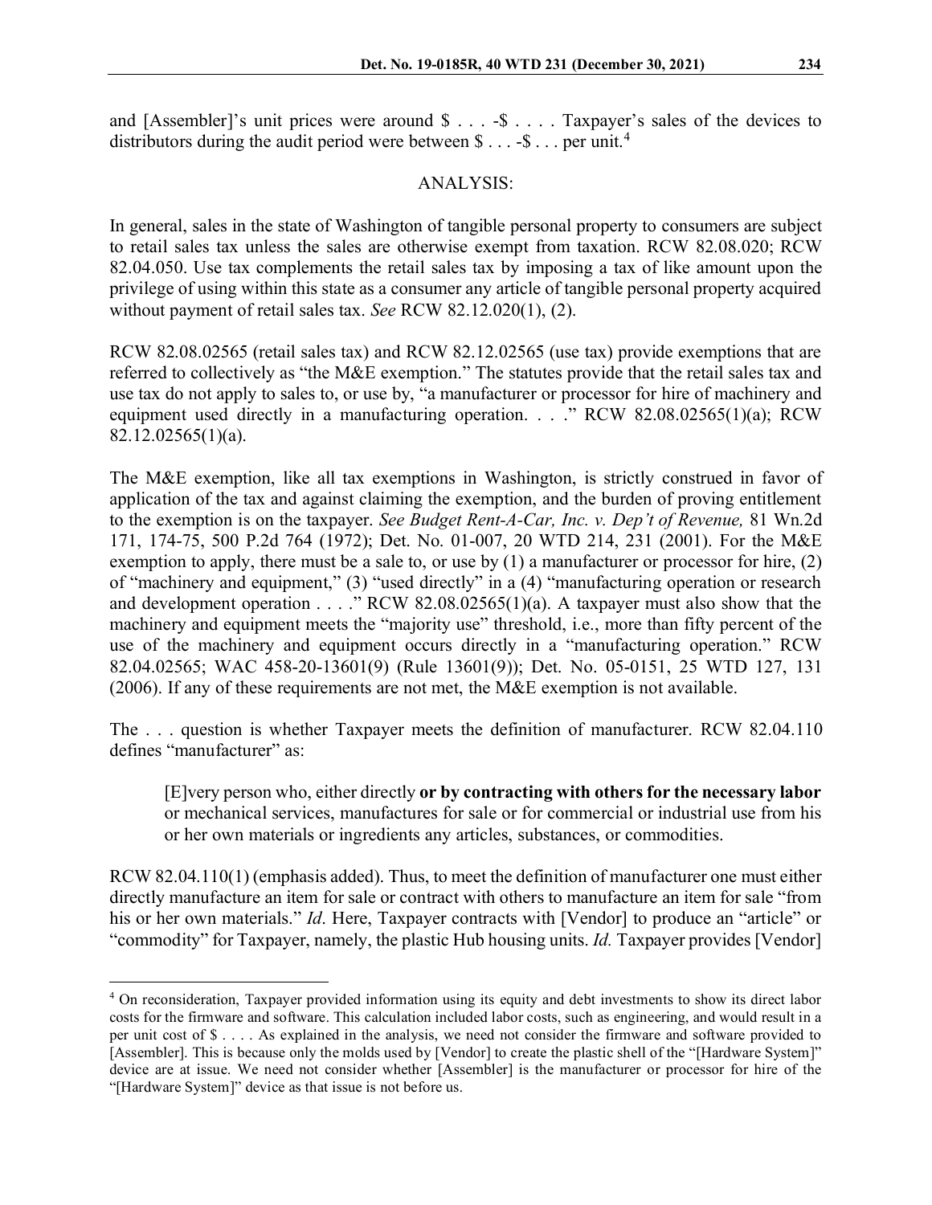and [Assembler]'s unit prices were around $ . . . -$ . . . . Taxpayer's sales of the devices to distributors during the audit period were between $ . . . -$ . . . per unit.[4]

## ANALYSIS:

In general, sales in the state of Washington of tangible personal property to consumers are subject to retail sales tax unless the sales are otherwise exempt from taxation. RCW 82.08.020; RCW 82.04.050. Use tax complements the retail sales tax by imposing a tax of like amount upon the privilege of using within this state as a consumer any article of tangible personal property acquired without payment of retail sales tax. *See* RCW 82.12.020(1), (2).

RCW 82.08.02565 (retail sales tax) and RCW 82.12.02565 (use tax) provide exemptions that are referred to collectively as "the M&E exemption." The statutes provide that the retail sales tax and use tax do not apply to sales to, or use by, "a manufacturer or processor for hire of machinery and equipment used directly in a manufacturing operation. . . ." RCW 82.08.02565(1)(a); RCW 82.12.02565(1)(a).

The M&E exemption, like all tax exemptions in Washington, is strictly construed in favor of application of the tax and against claiming the exemption, and the burden of proving entitlement to the exemption is on the taxpayer. *See Budget Rent-A-Car, Inc. v. Dep't of Revenue,* 81 Wn.2d 171, 174-75, 500 P.2d 764 (1972); Det. No. 01-007, 20 WTD 214, 231 (2001). For the M&E exemption to apply, there must be a sale to, or use by (1) a manufacturer or processor for hire, (2) of "machinery and equipment," (3) "used directly" in a (4) "manufacturing operation or research and development operation . . . ." RCW 82.08.02565(1)(a). A taxpayer must also show that the machinery and equipment meets the "majority use" threshold, i.e., more than fifty percent of the use of the machinery and equipment occurs directly in a "manufacturing operation." RCW 82.04.02565; WAC 458-20-13601(9) (Rule 13601(9)); Det. No. 05-0151, 25 WTD 127, 131 (2006). If any of these requirements are not met, the M&E exemption is not available.

The . . . question is whether Taxpayer meets the definition of manufacturer. RCW 82.04.110 defines "manufacturer" as:

> [E]very person who, either directly **or by contracting with others for the necessary labor** or mechanical services, manufactures for sale or for commercial or industrial use from his or her own materials or ingredients any articles, substances, or commodities.

RCW 82.04.110(1) (emphasis added). Thus, to meet the definition of manufacturer one must either directly manufacture an item for sale or contract with others to manufacture an item for sale "from his or her own materials." *Id*. Here, Taxpayer contracts with [Vendor] to produce an "article" or "commodity" for Taxpayer, namely, the plastic Hub housing units. *Id.* Taxpayer provides [Vendor]

---

[4] On reconsideration, Taxpayer provided information using its equity and debt investments to show its direct labor costs for the firmware and software. This calculation included labor costs, such as engineering, and would result in a per unit cost of $ . . . . As explained in the analysis, we need not consider the firmware and software provided to [Assembler]. This is because only the molds used by [Vendor] to create the plastic shell of the "[Hardware System]" device are at issue. We need not consider whether [Assembler] is the manufacturer or processor for hire of the "[Hardware System]" device as that issue is not before us.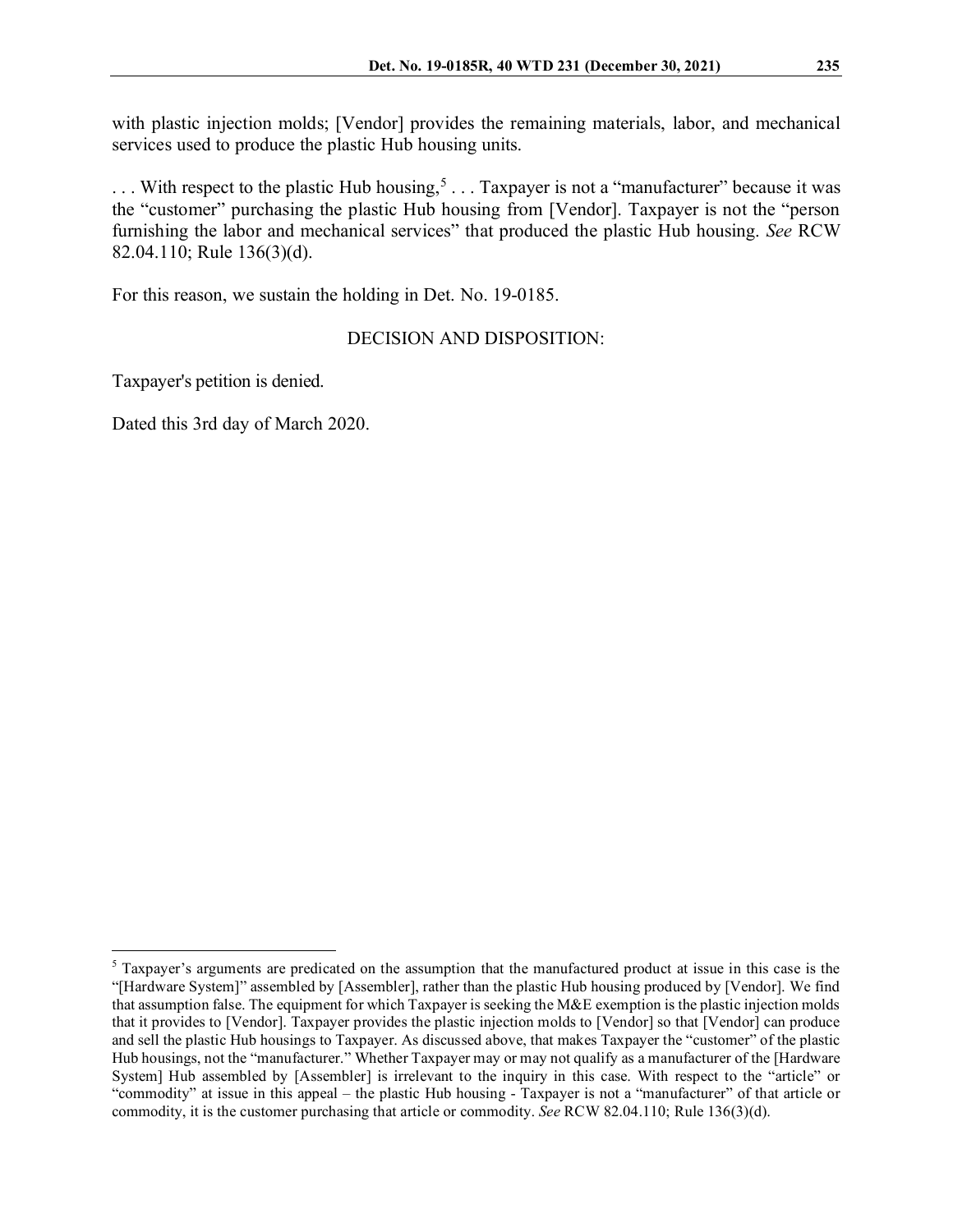with plastic injection molds; [Vendor] provides the remaining materials, labor, and mechanical services used to produce the plastic Hub housing units.

. . . With respect to the plastic Hub housing,[5] . . . Taxpayer is not a "manufacturer" because it was the "customer" purchasing the plastic Hub housing from [Vendor]. Taxpayer is not the "person furnishing the labor and mechanical services" that produced the plastic Hub housing. *See* RCW 82.04.110; Rule 136(3)(d).

For this reason, we sustain the holding in Det. No. 19-0185.

DECISION AND DISPOSITION:

Taxpayer's petition is denied.

Dated this 3rd day of March 2020.

---

[5] Taxpayer's arguments are predicated on the assumption that the manufactured product at issue in this case is the "[Hardware System]" assembled by [Assembler], rather than the plastic Hub housing produced by [Vendor]. We find that assumption false. The equipment for which Taxpayer is seeking the M&E exemption is the plastic injection molds that it provides to [Vendor]. Taxpayer provides the plastic injection molds to [Vendor] so that [Vendor] can produce and sell the plastic Hub housings to Taxpayer. As discussed above, that makes Taxpayer the "customer" of the plastic Hub housings, not the "manufacturer." Whether Taxpayer may or may not qualify as a manufacturer of the [Hardware System] Hub assembled by [Assembler] is irrelevant to the inquiry in this case. With respect to the "article" or "commodity" at issue in this appeal – the plastic Hub housing - Taxpayer is not a "manufacturer" of that article or commodity, it is the customer purchasing that article or commodity. *See* RCW 82.04.110; Rule 136(3)(d).